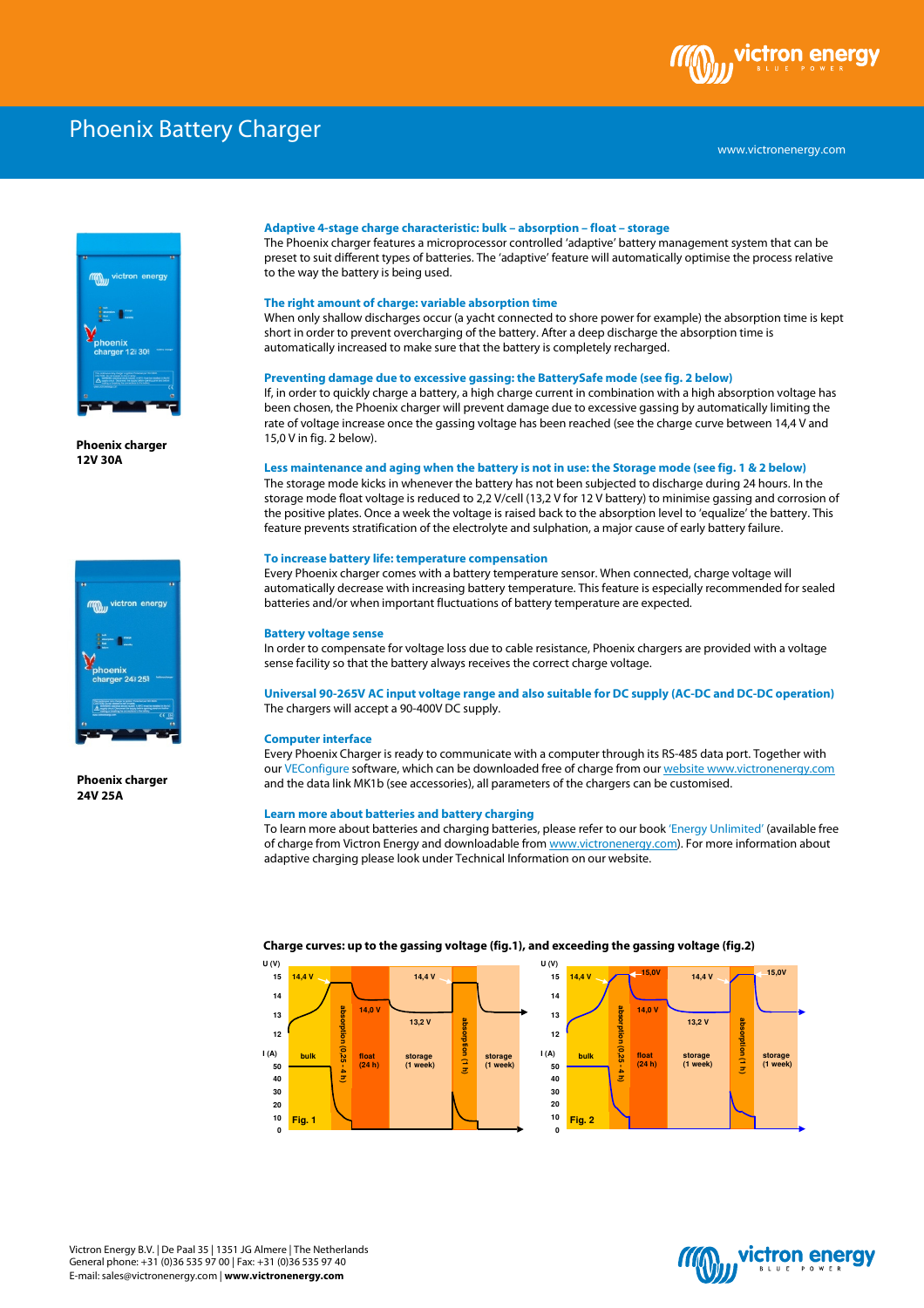# Phoenix Battery Charger

www.victronenergy.com

**Phoenix charger 12V 30A**

**Phoenix charger 24V 25A**

### Adaptive 4-stage charge characteristic: bulk – absorption – float – storage

The Phoenix charger features a microprocessor controlled 'adaptive' battery management system that can be preset to suit different types of batteries. The 'adaptive' feature will automatically optimise the process relative to the way the battery is being used.

### The right amount of charge: variable absorption time

When only shallow discharges occur (a yacht connected to shore power for example) the absorption time is kept short in order to prevent overcharging of the battery. After a deep discharge the absorption time is automatically increased to make sure that the battery is completely recharged.

### Preventing damage due to excessive gassing: the BatterySafe mode (see fig. 2 below)

If, in order to quickly charge a battery, a high charge current in combination with a high absorption voltage has been chosen, the Phoenix charger will prevent damage due to excessive gassing by automatically limiting the rate of voltage increase once the gassing voltage has been reached (see the charge curve between 14,4 V and 15,0 V in fig. 2 below).

### Less maintenance and aging when the battery is not in use: the Storage mode (see fig. 1 & 2 below)

The storage mode kicks in whenever the battery has not been subjected to discharge during 24 hours. In the storage mode float voltage is reduced to 2,2 V/cell (13,2 V for 12 V battery) to minimise gassing and corrosion of the positive plates. Once a week the voltage is raised back to the absorption level to 'equalize' the battery. This feature prevents stratification of the electrolyte and sulphation, a major cause of early battery failure.

### To increase battery life: temperature compensation

Every Phoenix charger comes with a battery temperature sensor. When connected, charge voltage will automatically decrease with increasing battery temperature. This feature is especially recommended for sealed batteries and/or when important fluctuations of battery temperature are expected.

### Battery voltage sense

In order to compensate for voltage loss due to cable resistance, Phoenix chargers are provided with a voltage sense facility so that the battery always receives the correct charge voltage.

### Universal 90-265V AC input voltage range and also suitable for DC supply (AC-DC and DC-DC operation)

The chargers will accept a 90-400V DC supply.

### Computer interface

Every Phoenix Charger is ready to communicate with a computer through its RS-485 data port. Together with our VEConfigure software, which can be downloaded free of charge from our website www.victronenergy.com and the data link MK1b (see accessories), all parameters of the chargers can be customised.

### Learn more about batteries and battery charging

To learn more about batteries and charging batteries, please refer to our book 'Energy Unlimited' (available free of charge from Victron Energy and downloadable from www.victronenergy.com). For more information about adaptive charging please look under Technical Information on our website.

**Charge curves: up to the gassing voltage (fig.1), and exceeding the gassing voltage (fig.2)**

Fig. 1 — U (V) / I (A): bulk (14,4 V) – absorption (0,25 - 4 h) – float (24 h) (14,0 V) – storage (1 week) (13,2 V) – absorption (1 h) (14,4 V) – storage (1 week)

Fig. 2 — U (V) / I (A): bulk (14,4 V) – absorption (0,25 - 4 h) (15,0V) – float (24 h) (14,0 V) – storage (1 week) (13,2 V) – absorption (1 h) (14,4 V / 15,0V) – storage (1 week)

Victron Energy B.V. | De Paal 35 | 1351 JG Almere | The Netherlands
General phone: +31 (0)36 535 97 00 | Fax: +31 (0)36 535 97 40
E-mail: sales@victronenergy.com | **www.victronenergy.com**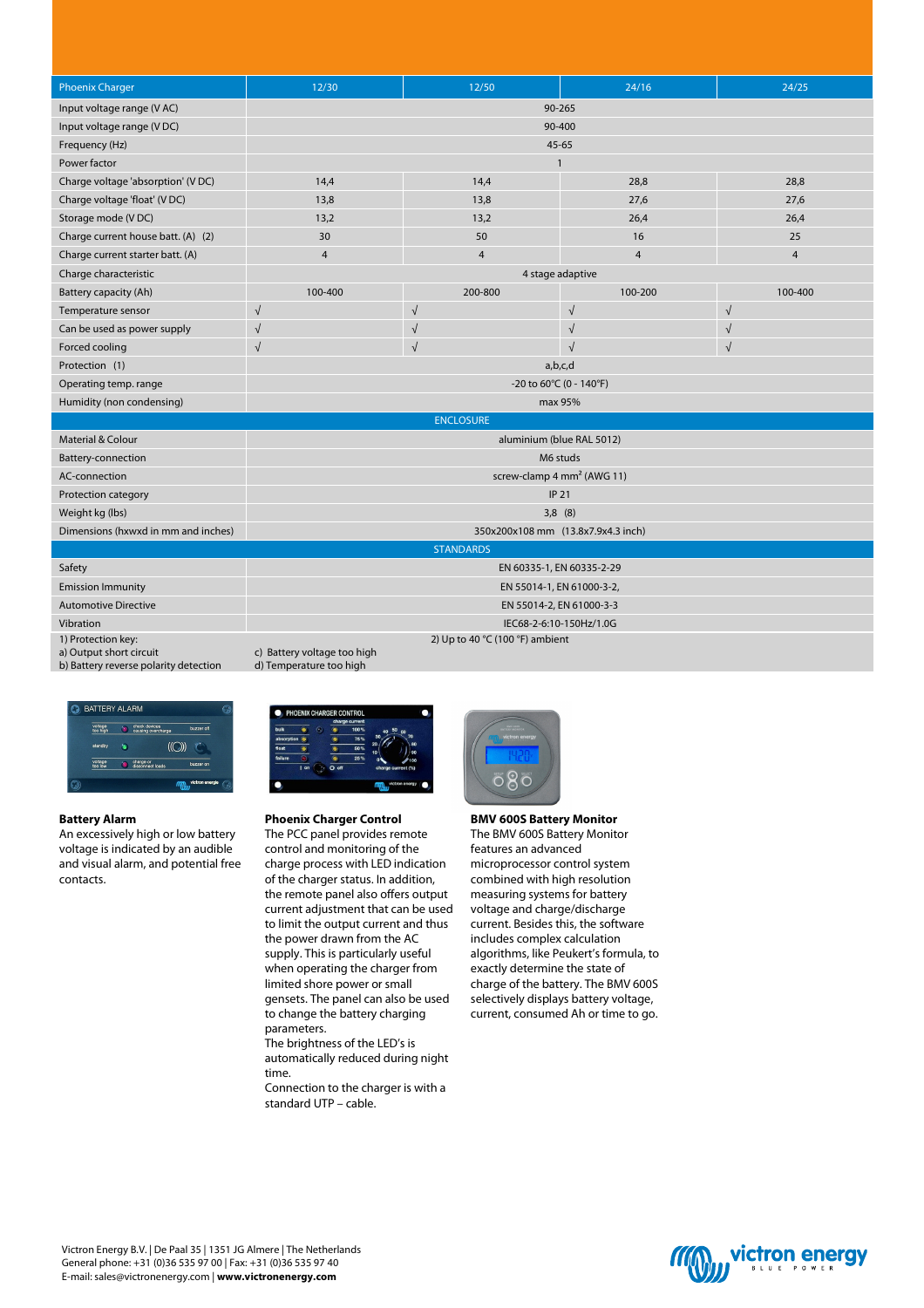| Phoenix Charger | 12/30 | 12/50 | 24/16 | 24/25 |
|---|---|---|---|---|
| Input voltage range (V AC) | 90-265 | | | |
| Input voltage range (V DC) | 90-400 | | | |
| Frequency (Hz) | 45-65 | | | |
| Power factor | 1 | | | |
| Charge voltage 'absorption' (V DC) | 14,4 | 14,4 | 28,8 | 28,8 |
| Charge voltage 'float' (V DC) | 13,8 | 13,8 | 27,6 | 27,6 |
| Storage mode (V DC) | 13,2 | 13,2 | 26,4 | 26,4 |
| Charge current house batt. (A) (2) | 30 | 50 | 16 | 25 |
| Charge current starter batt. (A) | 4 | 4 | 4 | 4 |
| Charge characteristic | 4 stage adaptive | | | |
| Battery capacity (Ah) | 100-400 | 200-800 | 100-200 | 100-400 |
| Temperature sensor | √ | √ | √ | √ |
| Can be used as power supply | √ | √ | √ | √ |
| Forced cooling | √ | √ | √ | √ |
| Protection (1) | a,b,c,d | | | |
| Operating temp. range | -20 to 60°C (0 - 140°F) | | | |
| Humidity (non condensing) | max 95% | | | |
| **ENCLOSURE** | | | | |
| Material & Colour | aluminium (blue RAL 5012) | | | |
| Battery-connection | M6 studs | | | |
| AC-connection | screw-clamp 4 mm² (AWG 11) | | | |
| Protection category | IP 21 | | | |
| Weight kg (lbs) | 3,8 (8) | | | |
| Dimensions (hxwxd in mm and inches) | 350x200x108 mm (13.8x7.9x4.3 inch) | | | |
| **STANDARDS** | | | | |
| Safety | EN 60335-1, EN 60335-2-29 | | | |
| Emission Immunity | EN 55014-1, EN 61000-3-2, | | | |
| Automotive Directive | EN 55014-2, EN 61000-3-3 | | | |
| Vibration | IEC68-2-6:10-150Hz/1.0G | | | |

1) Protection key:
a) Output short circuit
b) Battery reverse polarity detection
c) Battery voltage too high
d) Temperature too high

2) Up to 40 °C (100 °F) ambient

**Battery Alarm**
An excessively high or low battery voltage is indicated by an audible and visual alarm, and potential free contacts.

**Phoenix Charger Control**
The PCC panel provides remote control and monitoring of the charge process with LED indication of the charger status. In addition, the remote panel also offers output current adjustment that can be used to limit the output current and thus the power drawn from the AC supply. This is particularly useful when operating the charger from limited shore power or small gensets. The panel can also be used to change the battery charging parameters.
The brightness of the LED's is automatically reduced during night time.
Connection to the charger is with a standard UTP – cable.

**BMV 600S Battery Monitor**
The BMV 600S Battery Monitor features an advanced microprocessor control system combined with high resolution measuring systems for battery voltage and charge/discharge current. Besides this, the software includes complex calculation algorithms, like Peukert's formula, to exactly determine the state of charge of the battery. The BMV 600S selectively displays battery voltage, current, consumed Ah or time to go.

Victron Energy B.V. | De Paal 35 | 1351 JG Almere | The Netherlands
General phone: +31 (0)36 535 97 00 | Fax: +31 (0)36 535 97 40
E-mail: sales@victronenergy.com | **www.victronenergy.com**